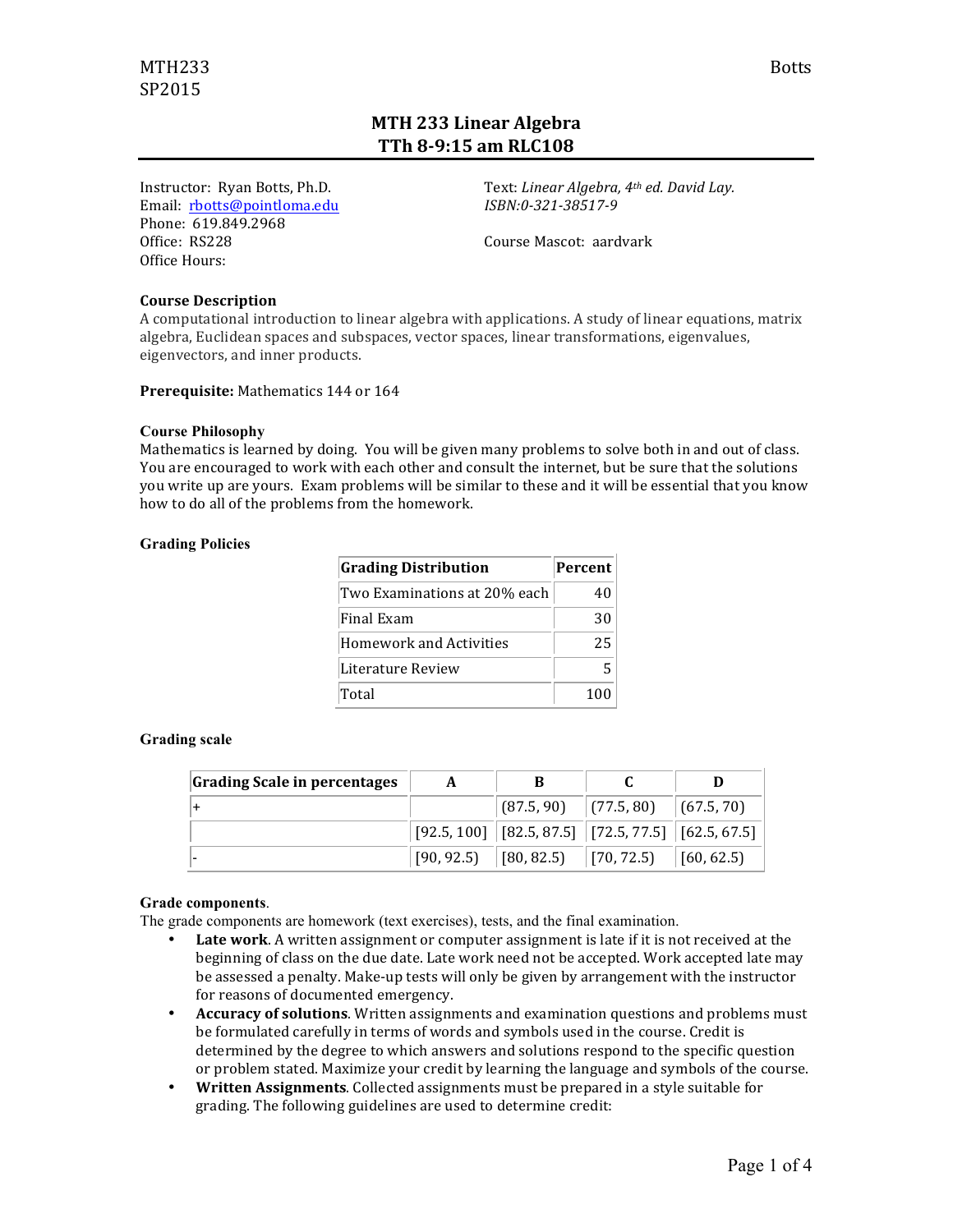# MTH 233 Linear Algebra
## TTh 8-9:15 am RLC108

Instructor: Ryan Botts, Ph.D.
Email: rbotts@pointloma.edu
Phone: 619.849.2968
Office: RS228
Office Hours:

Text: *Linear Algebra, 4th ed. David Lay.*
*ISBN:0-321-38517-9*

Course Mascot: aardvark

**Course Description**
A computational introduction to linear algebra with applications. A study of linear equations, matrix algebra, Euclidean spaces and subspaces, vector spaces, linear transformations, eigenvalues, eigenvectors, and inner products.

**Prerequisite:** Mathematics 144 or 164

**Course Philosophy**
Mathematics is learned by doing. You will be given many problems to solve both in and out of class. You are encouraged to work with each other and consult the internet, but be sure that the solutions you write up are yours. Exam problems will be similar to these and it will be essential that you know how to do all of the problems from the homework.

**Grading Policies**

| Grading Distribution | Percent |
|---|---|
| Two Examinations at 20% each | 40 |
| Final Exam | 30 |
| Homework and Activities | 25 |
| Literature Review | 5 |
| Total | 100 |

**Grading scale**

| Grading Scale in percentages | A | B | C | D |
|---|---|---|---|---|
| + | | (87.5, 90) | (77.5, 80) | (67.5, 70) |
| | [92.5, 100] | [82.5, 87.5] | [72.5, 77.5] | [62.5, 67.5] |
| - | [90, 92.5) | [80, 82.5) | [70, 72.5) | [60, 62.5) |

**Grade components**.
The grade components are homework (text exercises), tests, and the final examination.

- **Late work**. A written assignment or computer assignment is late if it is not received at the beginning of class on the due date. Late work need not be accepted. Work accepted late may be assessed a penalty. Make-up tests will only be given by arrangement with the instructor for reasons of documented emergency.
- **Accuracy of solutions**. Written assignments and examination questions and problems must be formulated carefully in terms of words and symbols used in the course. Credit is determined by the degree to which answers and solutions respond to the specific question or problem stated. Maximize your credit by learning the language and symbols of the course.
- **Written Assignments**. Collected assignments must be prepared in a style suitable for grading. The following guidelines are used to determine credit: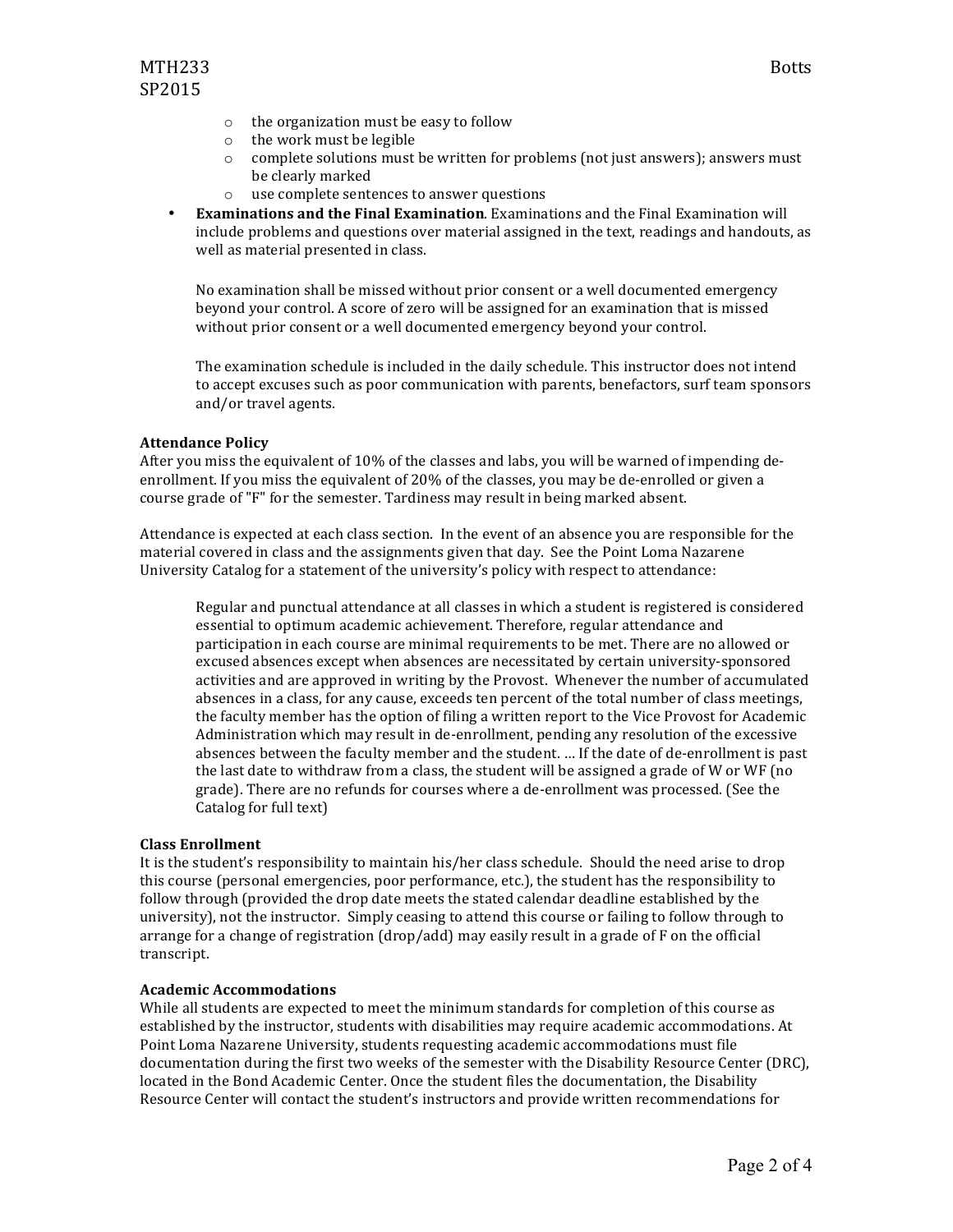- the organization must be easy to follow
  - the work must be legible
  - complete solutions must be written for problems (not just answers); answers must be clearly marked
  - use complete sentences to answer questions
- **Examinations and the Final Examination**. Examinations and the Final Examination will include problems and questions over material assigned in the text, readings and handouts, as well as material presented in class.

  No examination shall be missed without prior consent or a well documented emergency beyond your control. A score of zero will be assigned for an examination that is missed without prior consent or a well documented emergency beyond your control.

  The examination schedule is included in the daily schedule. This instructor does not intend to accept excuses such as poor communication with parents, benefactors, surf team sponsors and/or travel agents.

**Attendance Policy**

After you miss the equivalent of 10% of the classes and labs, you will be warned of impending de-enrollment. If you miss the equivalent of 20% of the classes, you may be de-enrolled or given a course grade of "F" for the semester. Tardiness may result in being marked absent.

Attendance is expected at each class section. In the event of an absence you are responsible for the material covered in class and the assignments given that day. See the Point Loma Nazarene University Catalog for a statement of the university's policy with respect to attendance:

> Regular and punctual attendance at all classes in which a student is registered is considered essential to optimum academic achievement. Therefore, regular attendance and participation in each course are minimal requirements to be met. There are no allowed or excused absences except when absences are necessitated by certain university-sponsored activities and are approved in writing by the Provost. Whenever the number of accumulated absences in a class, for any cause, exceeds ten percent of the total number of class meetings, the faculty member has the option of filing a written report to the Vice Provost for Academic Administration which may result in de-enrollment, pending any resolution of the excessive absences between the faculty member and the student. … If the date of de-enrollment is past the last date to withdraw from a class, the student will be assigned a grade of W or WF (no grade). There are no refunds for courses where a de-enrollment was processed. (See the Catalog for full text)

**Class Enrollment**

It is the student's responsibility to maintain his/her class schedule. Should the need arise to drop this course (personal emergencies, poor performance, etc.), the student has the responsibility to follow through (provided the drop date meets the stated calendar deadline established by the university), not the instructor. Simply ceasing to attend this course or failing to follow through to arrange for a change of registration (drop/add) may easily result in a grade of F on the official transcript.

**Academic Accommodations**

While all students are expected to meet the minimum standards for completion of this course as established by the instructor, students with disabilities may require academic accommodations. At Point Loma Nazarene University, students requesting academic accommodations must file documentation during the first two weeks of the semester with the Disability Resource Center (DRC), located in the Bond Academic Center. Once the student files the documentation, the Disability Resource Center will contact the student's instructors and provide written recommendations for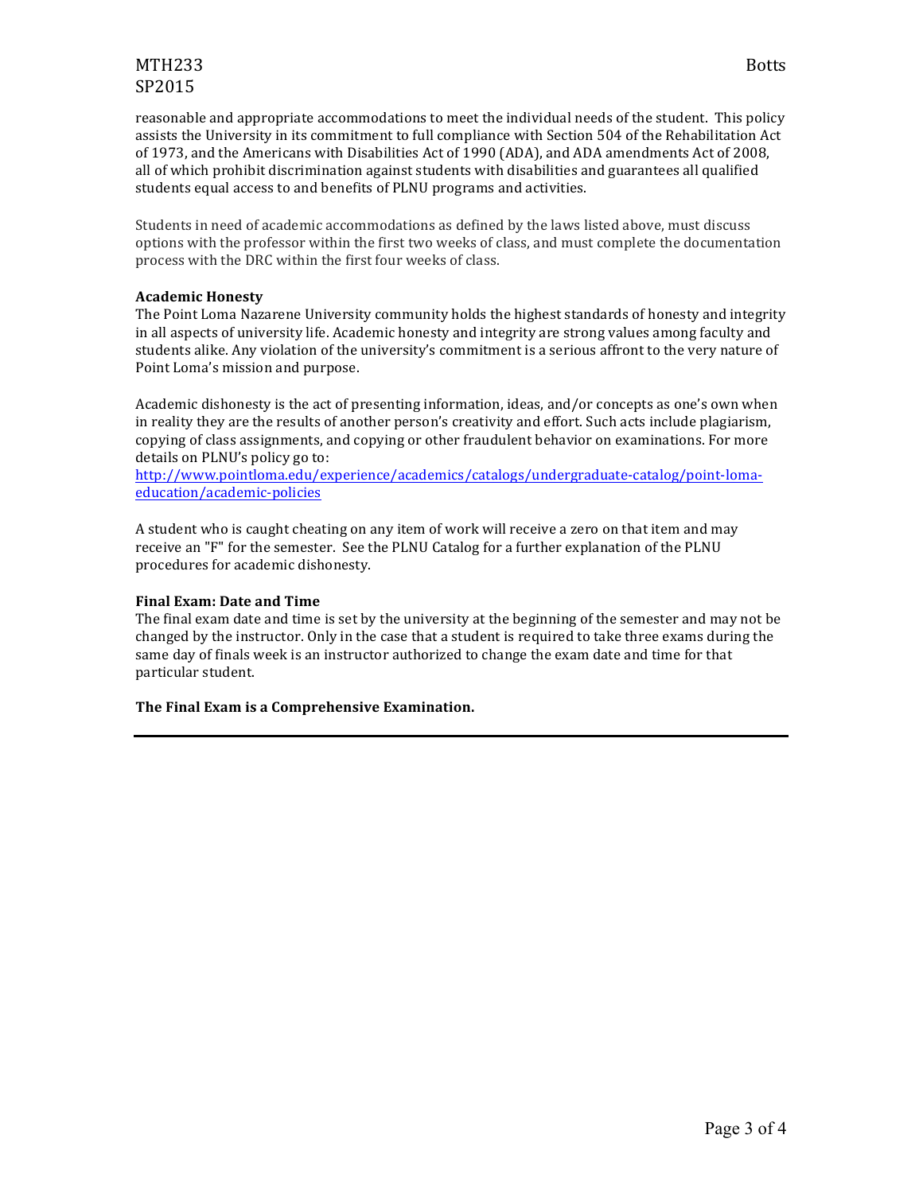reasonable and appropriate accommodations to meet the individual needs of the student. This policy assists the University in its commitment to full compliance with Section 504 of the Rehabilitation Act of 1973, and the Americans with Disabilities Act of 1990 (ADA), and ADA amendments Act of 2008, all of which prohibit discrimination against students with disabilities and guarantees all qualified students equal access to and benefits of PLNU programs and activities.

Students in need of academic accommodations as defined by the laws listed above, must discuss options with the professor within the first two weeks of class, and must complete the documentation process with the DRC within the first four weeks of class.

**Academic Honesty**
The Point Loma Nazarene University community holds the highest standards of honesty and integrity in all aspects of university life. Academic honesty and integrity are strong values among faculty and students alike. Any violation of the university's commitment is a serious affront to the very nature of Point Loma's mission and purpose.

Academic dishonesty is the act of presenting information, ideas, and/or concepts as one's own when in reality they are the results of another person's creativity and effort. Such acts include plagiarism, copying of class assignments, and copying or other fraudulent behavior on examinations. For more details on PLNU's policy go to:
http://www.pointloma.edu/experience/academics/catalogs/undergraduate-catalog/point-loma-education/academic-policies

A student who is caught cheating on any item of work will receive a zero on that item and may receive an "F" for the semester. See the PLNU Catalog for a further explanation of the PLNU procedures for academic dishonesty.

**Final Exam: Date and Time**
The final exam date and time is set by the university at the beginning of the semester and may not be changed by the instructor. Only in the case that a student is required to take three exams during the same day of finals week is an instructor authorized to change the exam date and time for that particular student.

**The Final Exam is a Comprehensive Examination.**

---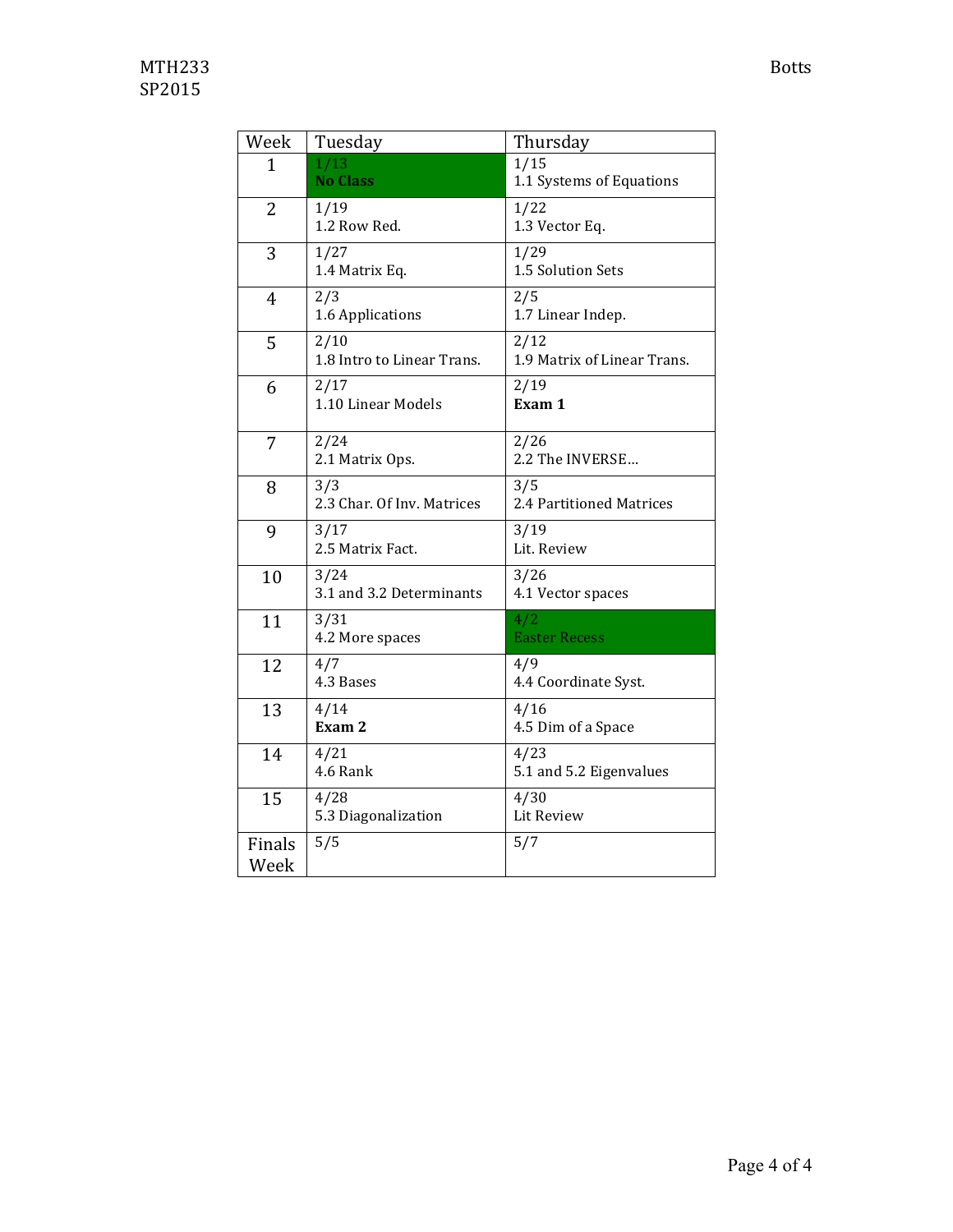| Week | Tuesday | Thursday |
|---|---|---|
| 1 | 1/13 **No Class** | 1/15 1.1 Systems of Equations |
| 2 | 1/19 1.2 Row Red. | 1/22 1.3 Vector Eq. |
| 3 | 1/27 1.4 Matrix Eq. | 1/29 1.5 Solution Sets |
| 4 | 2/3 1.6 Applications | 2/5 1.7 Linear Indep. |
| 5 | 2/10 1.8 Intro to Linear Trans. | 2/12 1.9 Matrix of Linear Trans. |
| 6 | 2/17 1.10 Linear Models | 2/19 **Exam 1** |
| 7 | 2/24 2.1 Matrix Ops. | 2/26 2.2 The INVERSE… |
| 8 | 3/3 2.3 Char. Of Inv. Matrices | 3/5 2.4 Partitioned Matrices |
| 9 | 3/17 2.5 Matrix Fact. | 3/19 Lit. Review |
| 10 | 3/24 3.1 and 3.2 Determinants | 3/26 4.1 Vector spaces |
| 11 | 3/31 4.2 More spaces | 4/2 Easter Recess |
| 12 | 4/7 4.3 Bases | 4/9 4.4 Coordinate Syst. |
| 13 | 4/14 **Exam 2** | 4/16 4.5 Dim of a Space |
| 14 | 4/21 4.6 Rank | 4/23 5.1 and 5.2 Eigenvalues |
| 15 | 4/28 5.3 Diagonalization | 4/30 Lit Review |
| Finals Week | 5/5 | 5/7 |